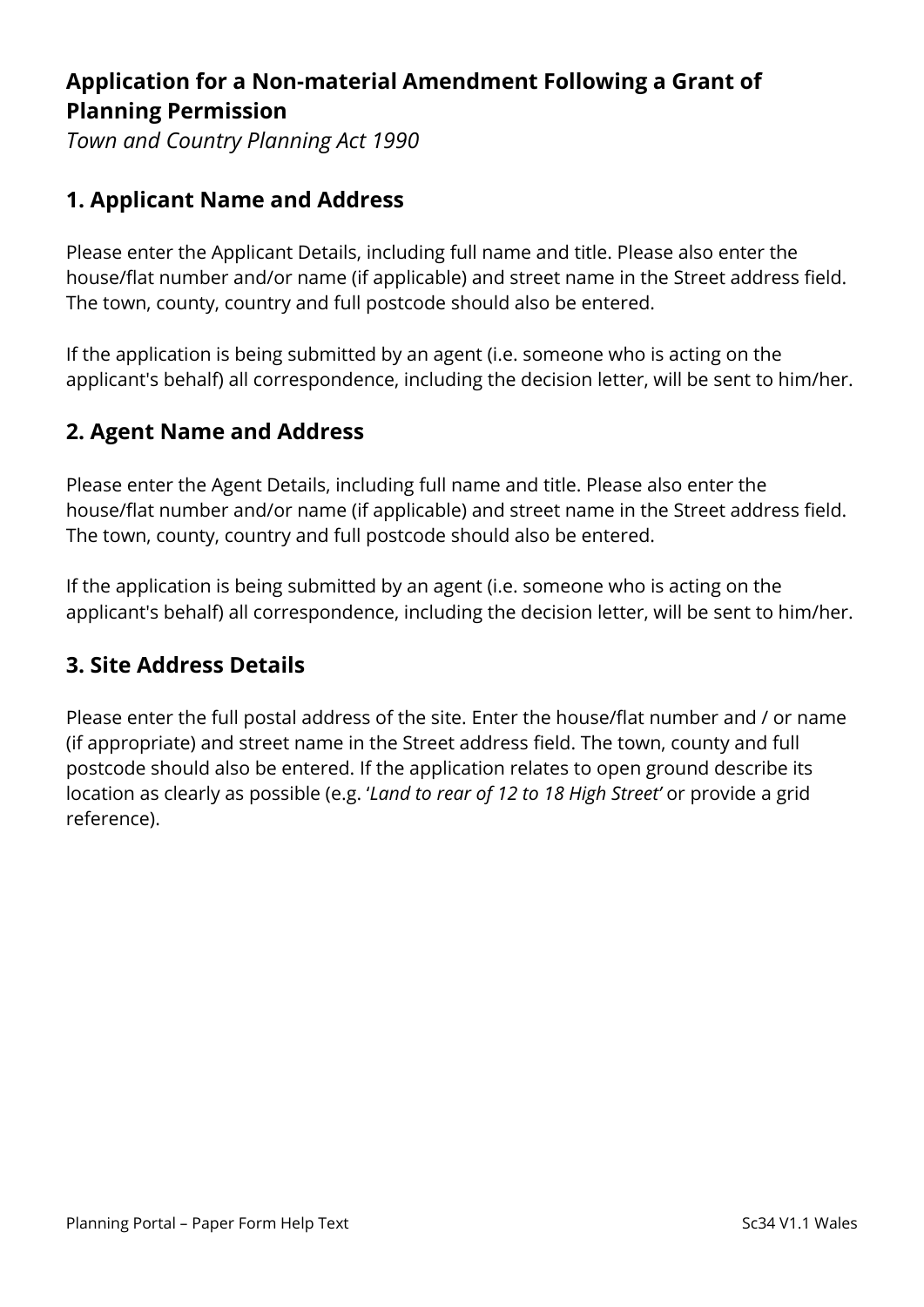# Application for a Non-material Amendment Following a Grant of Planning Permission

*Town and Country Planning Act 1990*

## 1. Applicant Name and Address

Please enter the Applicant Details, including full name and title. Please also enter the house/flat number and/or name (if applicable) and street name in the Street address field. The town, county, country and full postcode should also be entered.

If the application is being submitted by an agent (i.e. someone who is acting on the applicant's behalf) all correspondence, including the decision letter, will be sent to him/her.

## 2. Agent Name and Address

Please enter the Agent Details, including full name and title. Please also enter the house/flat number and/or name (if applicable) and street name in the Street address field. The town, county, country and full postcode should also be entered.

If the application is being submitted by an agent (i.e. someone who is acting on the applicant's behalf) all correspondence, including the decision letter, will be sent to him/her.

## 3. Site Address Details

Please enter the full postal address of the site. Enter the house/flat number and / or name (if appropriate) and street name in the Street address field. The town, county and full postcode should also be entered. If the application relates to open ground describe its location as clearly as possible (e.g. '*Land to rear of 12 to 18 High Street*' or provide a grid reference).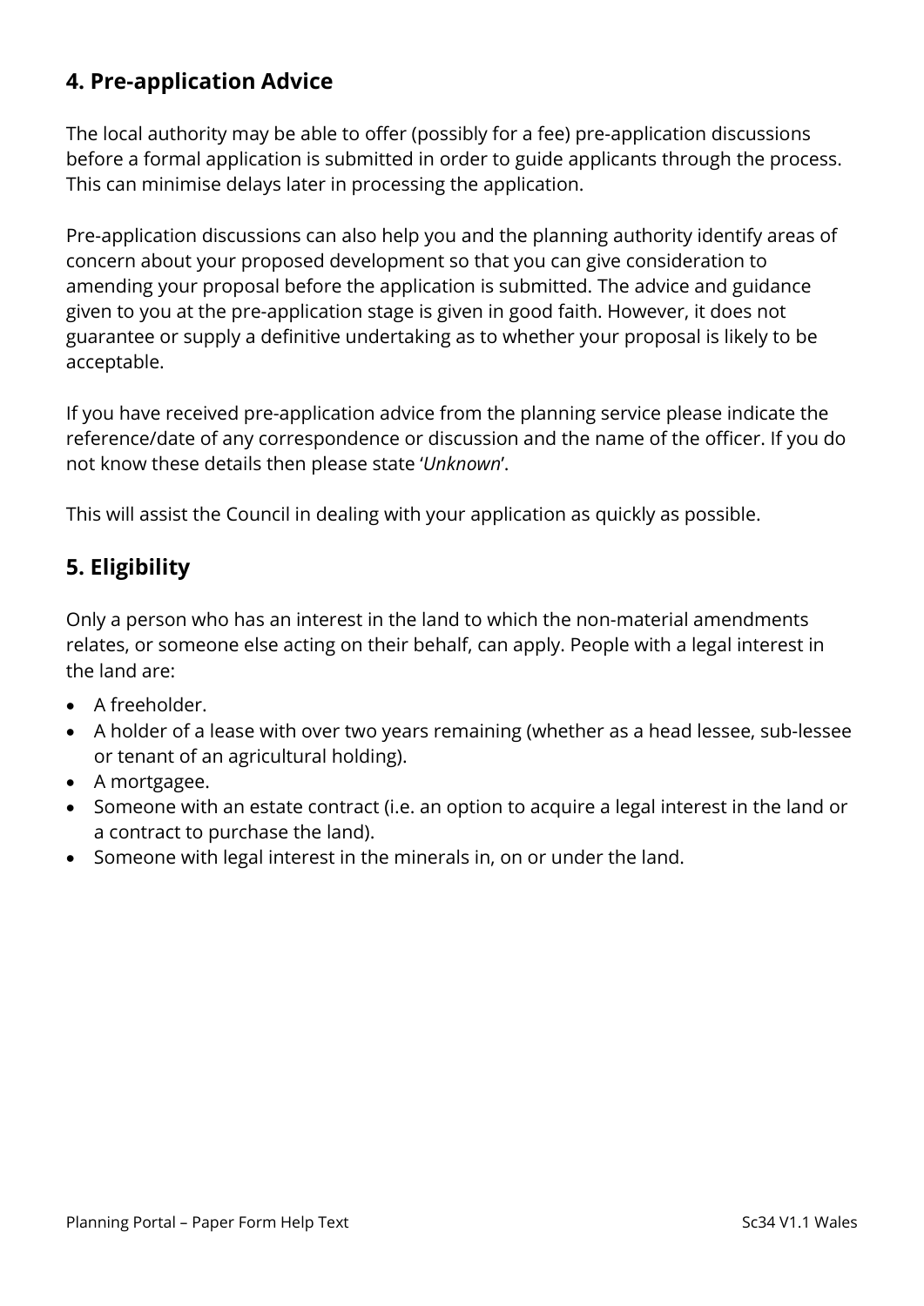## 4. Pre-application Advice

The local authority may be able to offer (possibly for a fee) pre-application discussions before a formal application is submitted in order to guide applicants through the process. This can minimise delays later in processing the application.

Pre-application discussions can also help you and the planning authority identify areas of concern about your proposed development so that you can give consideration to amending your proposal before the application is submitted. The advice and guidance given to you at the pre-application stage is given in good faith. However, it does not guarantee or supply a definitive undertaking as to whether your proposal is likely to be acceptable.

If you have received pre-application advice from the planning service please indicate the reference/date of any correspondence or discussion and the name of the officer. If you do not know these details then please state '*Unknown*'.

This will assist the Council in dealing with your application as quickly as possible.

## 5. Eligibility

Only a person who has an interest in the land to which the non-material amendments relates, or someone else acting on their behalf, can apply. People with a legal interest in the land are:

- A freeholder.
- A holder of a lease with over two years remaining (whether as a head lessee, sub-lessee or tenant of an agricultural holding).
- A mortgagee.
- Someone with an estate contract (i.e. an option to acquire a legal interest in the land or a contract to purchase the land).
- Someone with legal interest in the minerals in, on or under the land.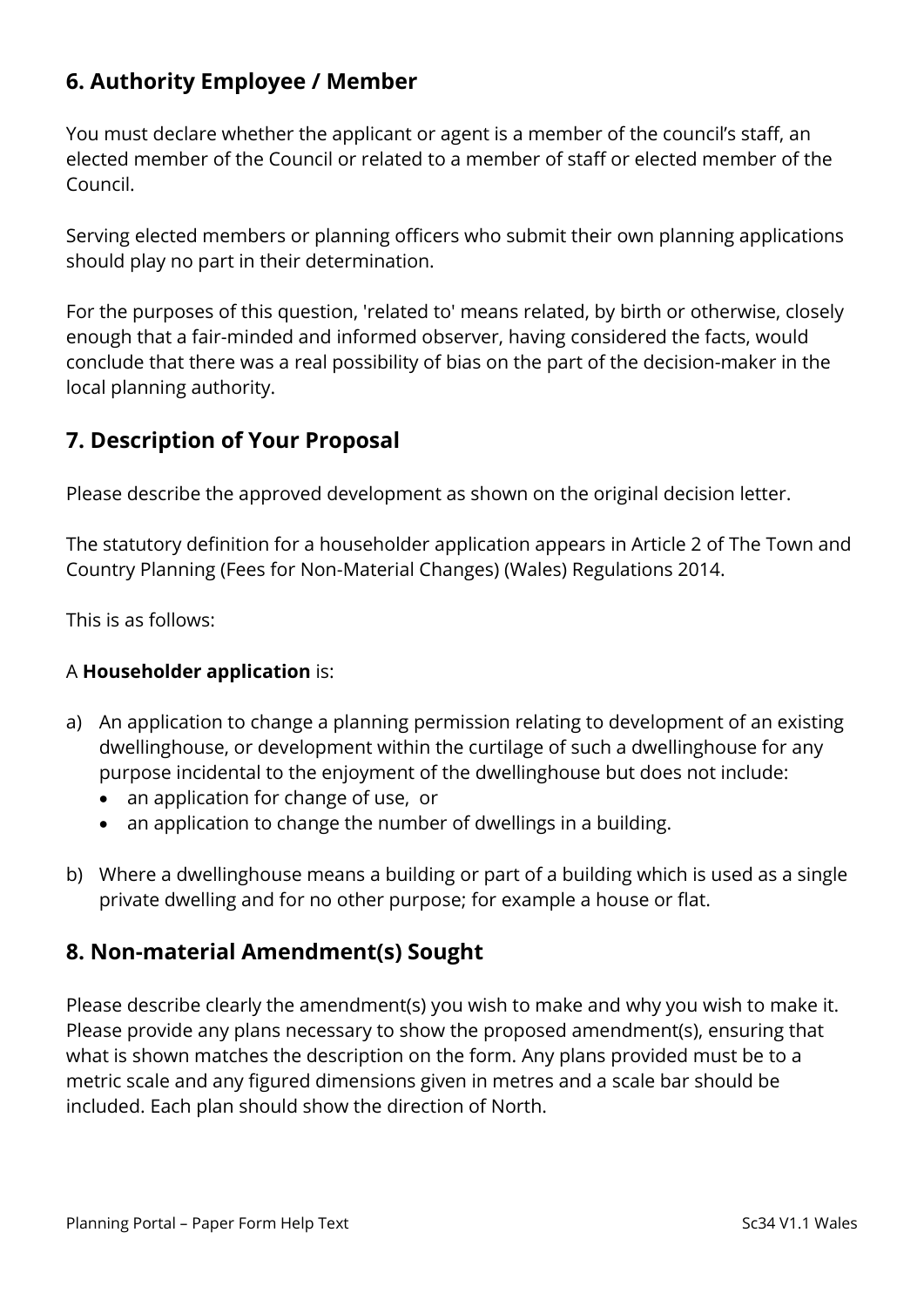## 6. Authority Employee / Member

You must declare whether the applicant or agent is a member of the council's staff, an elected member of the Council or related to a member of staff or elected member of the Council.

Serving elected members or planning officers who submit their own planning applications should play no part in their determination.

For the purposes of this question, 'related to' means related, by birth or otherwise, closely enough that a fair-minded and informed observer, having considered the facts, would conclude that there was a real possibility of bias on the part of the decision-maker in the local planning authority.

## 7. Description of Your Proposal

Please describe the approved development as shown on the original decision letter.

The statutory definition for a householder application appears in Article 2 of The Town and Country Planning (Fees for Non-Material Changes) (Wales) Regulations 2014.

This is as follows:

A **Householder application** is:

a) An application to change a planning permission relating to development of an existing dwellinghouse, or development within the curtilage of such a dwellinghouse for any purpose incidental to the enjoyment of the dwellinghouse but does not include:
   - an application for change of use, or
   - an application to change the number of dwellings in a building.

b) Where a dwellinghouse means a building or part of a building which is used as a single private dwelling and for no other purpose; for example a house or flat.

## 8. Non-material Amendment(s) Sought

Please describe clearly the amendment(s) you wish to make and why you wish to make it. Please provide any plans necessary to show the proposed amendment(s), ensuring that what is shown matches the description on the form. Any plans provided must be to a metric scale and any figured dimensions given in metres and a scale bar should be included. Each plan should show the direction of North.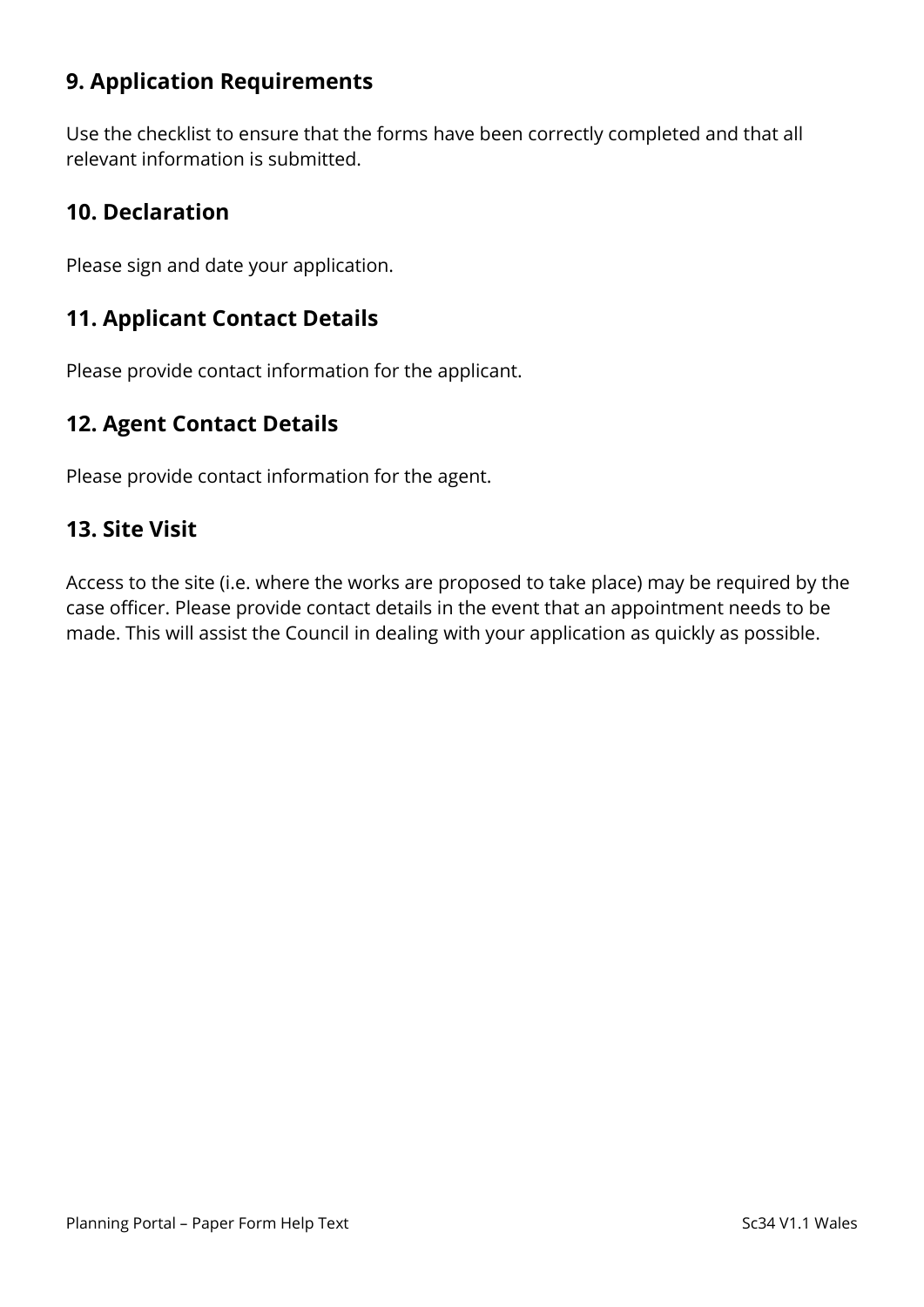## 9. Application Requirements

Use the checklist to ensure that the forms have been correctly completed and that all relevant information is submitted.

## 10. Declaration

Please sign and date your application.

## 11. Applicant Contact Details

Please provide contact information for the applicant.

## 12. Agent Contact Details

Please provide contact information for the agent.

## 13. Site Visit

Access to the site (i.e. where the works are proposed to take place) may be required by the case officer. Please provide contact details in the event that an appointment needs to be made. This will assist the Council in dealing with your application as quickly as possible.